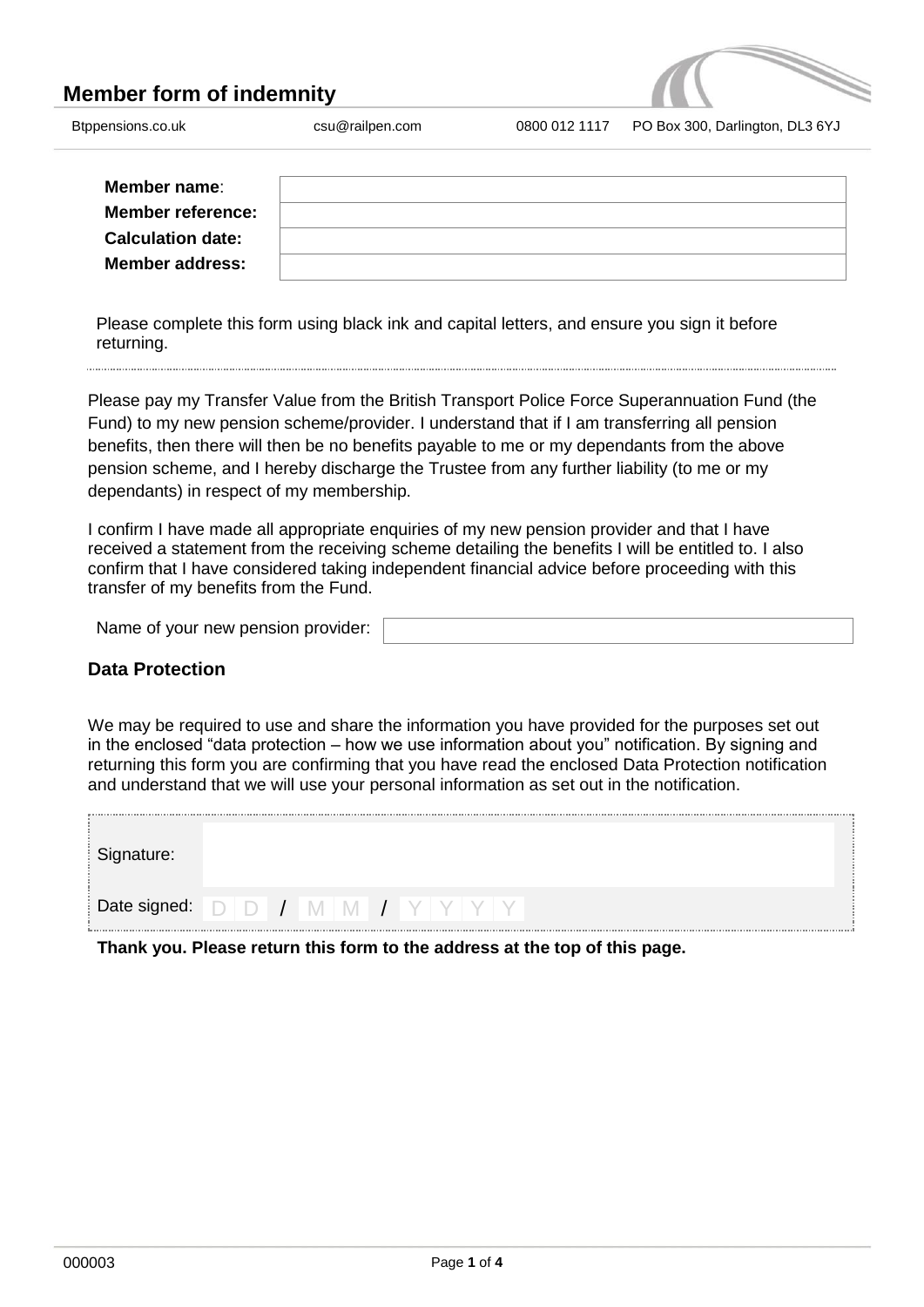# Member form of indemnity

Btppensions.co.uk csu@railpen.com 0800 012 1117 PO Box 300, Darlington, DL3 6YJ

| | |
|---|---|
| **Member name**: | |
| **Member reference:** | |
| **Calculation date:** | |
| **Member address:** | |

Please complete this form using black ink and capital letters, and ensure you sign it before returning.

Please pay my Transfer Value from the British Transport Police Force Superannuation Fund (the Fund) to my new pension scheme/provider. I understand that if I am transferring all pension benefits, then there will then be no benefits payable to me or my dependants from the above pension scheme, and I hereby discharge the Trustee from any further liability (to me or my dependants) in respect of my membership.

I confirm I have made all appropriate enquiries of my new pension provider and that I have received a statement from the receiving scheme detailing the benefits I will be entitled to. I also confirm that I have considered taking independent financial advice before proceeding with this transfer of my benefits from the Fund.

Name of your new pension provider:

## Data Protection

We may be required to use and share the information you have provided for the purposes set out in the enclosed "data protection – how we use information about you" notification. By signing and returning this form you are confirming that you have read the enclosed Data Protection notification and understand that we will use your personal information as set out in the notification.

Signature:

Date signed: D D / M M / Y Y Y Y

**Thank you. Please return this form to the address at the top of this page.**

000003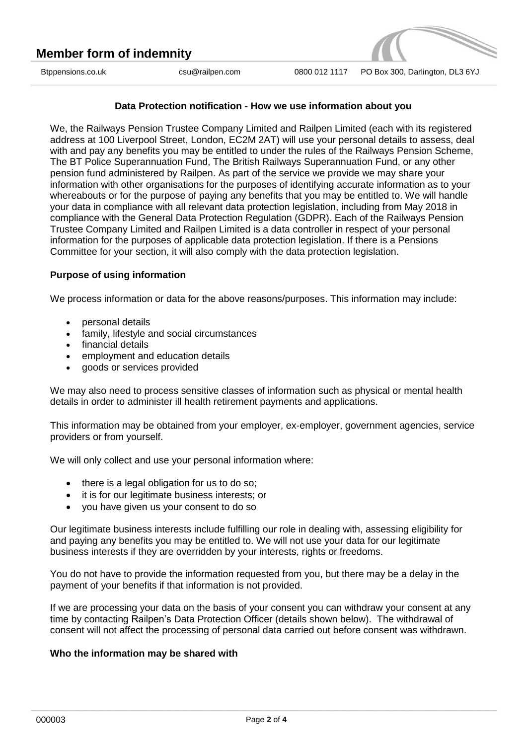### Data Protection notification - How we use information about you

We, the Railways Pension Trustee Company Limited and Railpen Limited (each with its registered address at 100 Liverpool Street, London, EC2M 2AT) will use your personal details to assess, deal with and pay any benefits you may be entitled to under the rules of the Railways Pension Scheme, The BT Police Superannuation Fund, The British Railways Superannuation Fund, or any other pension fund administered by Railpen. As part of the service we provide we may share your information with other organisations for the purposes of identifying accurate information as to your whereabouts or for the purpose of paying any benefits that you may be entitled to. We will handle your data in compliance with all relevant data protection legislation, including from May 2018 in compliance with the General Data Protection Regulation (GDPR). Each of the Railways Pension Trustee Company Limited and Railpen Limited is a data controller in respect of your personal information for the purposes of applicable data protection legislation. If there is a Pensions Committee for your section, it will also comply with the data protection legislation.

**Purpose of using information**

We process information or data for the above reasons/purposes. This information may include:

- personal details
- family, lifestyle and social circumstances
- financial details
- employment and education details
- goods or services provided

We may also need to process sensitive classes of information such as physical or mental health details in order to administer ill health retirement payments and applications.

This information may be obtained from your employer, ex-employer, government agencies, service providers or from yourself.

We will only collect and use your personal information where:

- there is a legal obligation for us to do so;
- it is for our legitimate business interests; or
- you have given us your consent to do so

Our legitimate business interests include fulfilling our role in dealing with, assessing eligibility for and paying any benefits you may be entitled to. We will not use your data for our legitimate business interests if they are overridden by your interests, rights or freedoms.

You do not have to provide the information requested from you, but there may be a delay in the payment of your benefits if that information is not provided.

If we are processing your data on the basis of your consent you can withdraw your consent at any time by contacting Railpen's Data Protection Officer (details shown below). The withdrawal of consent will not affect the processing of personal data carried out before consent was withdrawn.

**Who the information may be shared with**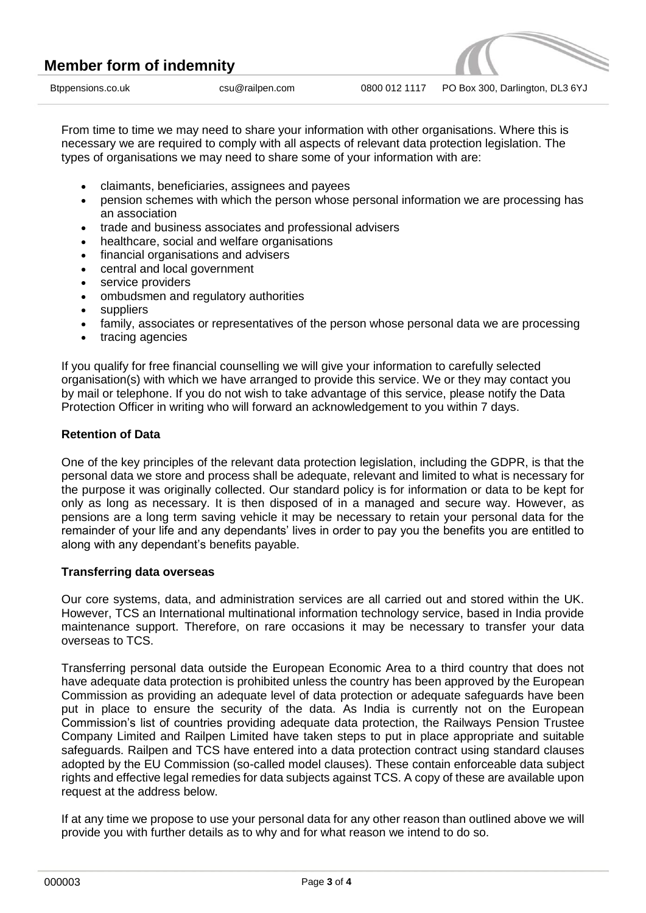From time to time we may need to share your information with other organisations. Where this is necessary we are required to comply with all aspects of relevant data protection legislation. The types of organisations we may need to share some of your information with are:

- claimants, beneficiaries, assignees and payees
- pension schemes with which the person whose personal information we are processing has an association
- trade and business associates and professional advisers
- healthcare, social and welfare organisations
- financial organisations and advisers
- central and local government
- service providers
- ombudsmen and regulatory authorities
- suppliers
- family, associates or representatives of the person whose personal data we are processing
- tracing agencies

If you qualify for free financial counselling we will give your information to carefully selected organisation(s) with which we have arranged to provide this service. We or they may contact you by mail or telephone. If you do not wish to take advantage of this service, please notify the Data Protection Officer in writing who will forward an acknowledgement to you within 7 days.

**Retention of Data**

One of the key principles of the relevant data protection legislation, including the GDPR, is that the personal data we store and process shall be adequate, relevant and limited to what is necessary for the purpose it was originally collected. Our standard policy is for information or data to be kept for only as long as necessary. It is then disposed of in a managed and secure way. However, as pensions are a long term saving vehicle it may be necessary to retain your personal data for the remainder of your life and any dependants' lives in order to pay you the benefits you are entitled to along with any dependant's benefits payable.

**Transferring data overseas**

Our core systems, data, and administration services are all carried out and stored within the UK. However, TCS an International multinational information technology service, based in India provide maintenance support. Therefore, on rare occasions it may be necessary to transfer your data overseas to TCS.

Transferring personal data outside the European Economic Area to a third country that does not have adequate data protection is prohibited unless the country has been approved by the European Commission as providing an adequate level of data protection or adequate safeguards have been put in place to ensure the security of the data. As India is currently not on the European Commission's list of countries providing adequate data protection, the Railways Pension Trustee Company Limited and Railpen Limited have taken steps to put in place appropriate and suitable safeguards. Railpen and TCS have entered into a data protection contract using standard clauses adopted by the EU Commission (so-called model clauses). These contain enforceable data subject rights and effective legal remedies for data subjects against TCS. A copy of these are available upon request at the address below.

If at any time we propose to use your personal data for any other reason than outlined above we will provide you with further details as to why and for what reason we intend to do so.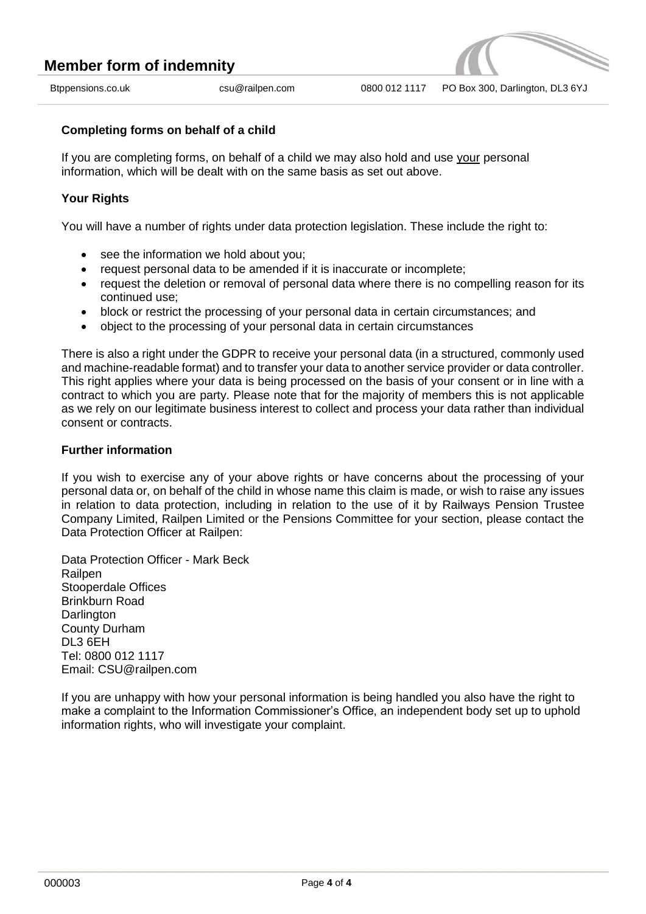### Completing forms on behalf of a child

If you are completing forms, on behalf of a child we may also hold and use <u>your</u> personal information, which will be dealt with on the same basis as set out above.

### Your Rights

You will have a number of rights under data protection legislation. These include the right to:

- see the information we hold about you;
- request personal data to be amended if it is inaccurate or incomplete;
- request the deletion or removal of personal data where there is no compelling reason for its continued use;
- block or restrict the processing of your personal data in certain circumstances; and
- object to the processing of your personal data in certain circumstances

There is also a right under the GDPR to receive your personal data (in a structured, commonly used and machine-readable format) and to transfer your data to another service provider or data controller. This right applies where your data is being processed on the basis of your consent or in line with a contract to which you are party. Please note that for the majority of members this is not applicable as we rely on our legitimate business interest to collect and process your data rather than individual consent or contracts.

### Further information

If you wish to exercise any of your above rights or have concerns about the processing of your personal data or, on behalf of the child in whose name this claim is made, or wish to raise any issues in relation to data protection, including in relation to the use of it by Railways Pension Trustee Company Limited, Railpen Limited or the Pensions Committee for your section, please contact the Data Protection Officer at Railpen:

Data Protection Officer - Mark Beck
Railpen
Stooperdale Offices
Brinkburn Road
Darlington
County Durham
DL3 6EH
Tel: 0800 012 1117
Email: CSU@railpen.com

If you are unhappy with how your personal information is being handled you also have the right to make a complaint to the Information Commissioner's Office, an independent body set up to uphold information rights, who will investigate your complaint.